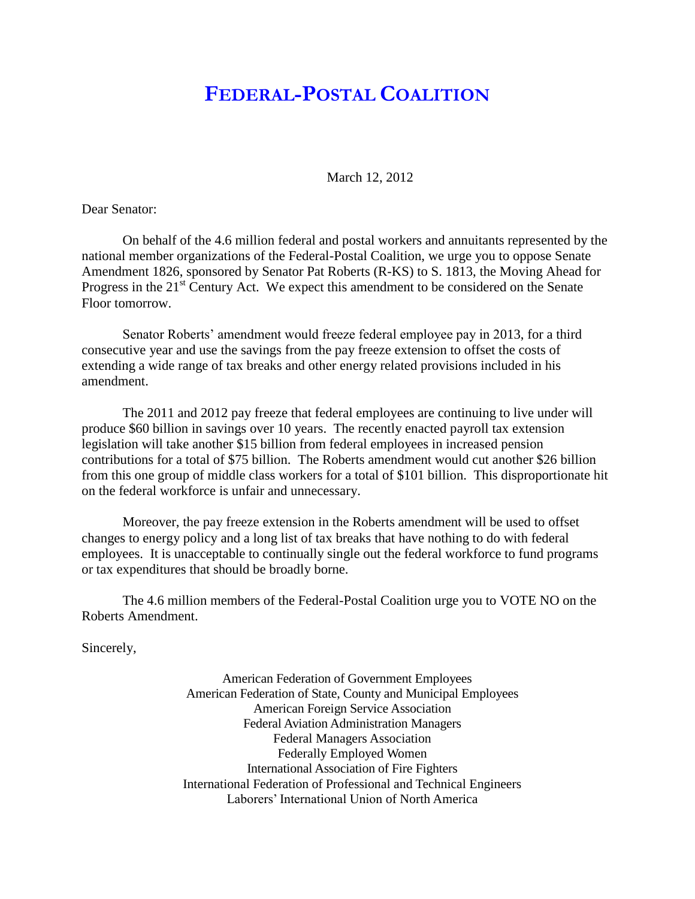# FEDERAL-POSTAL COALITION

March 12, 2012

Dear Senator:

On behalf of the 4.6 million federal and postal workers and annuitants represented by the national member organizations of the Federal-Postal Coalition, we urge you to oppose Senate Amendment 1826, sponsored by Senator Pat Roberts (R-KS) to S. 1813, the Moving Ahead for Progress in the 21st Century Act. We expect this amendment to be considered on the Senate Floor tomorrow.

Senator Roberts' amendment would freeze federal employee pay in 2013, for a third consecutive year and use the savings from the pay freeze extension to offset the costs of extending a wide range of tax breaks and other energy related provisions included in his amendment.

The 2011 and 2012 pay freeze that federal employees are continuing to live under will produce $60 billion in savings over 10 years. The recently enacted payroll tax extension legislation will take another $15 billion from federal employees in increased pension contributions for a total of $75 billion. The Roberts amendment would cut another $26 billion from this one group of middle class workers for a total of $101 billion. This disproportionate hit on the federal workforce is unfair and unnecessary.

Moreover, the pay freeze extension in the Roberts amendment will be used to offset changes to energy policy and a long list of tax breaks that have nothing to do with federal employees. It is unacceptable to continually single out the federal workforce to fund programs or tax expenditures that should be broadly borne.

The 4.6 million members of the Federal-Postal Coalition urge you to VOTE NO on the Roberts Amendment.

Sincerely,

American Federation of Government Employees
American Federation of State, County and Municipal Employees
American Foreign Service Association
Federal Aviation Administration Managers
Federal Managers Association
Federally Employed Women
International Association of Fire Fighters
International Federation of Professional and Technical Engineers
Laborers' International Union of North America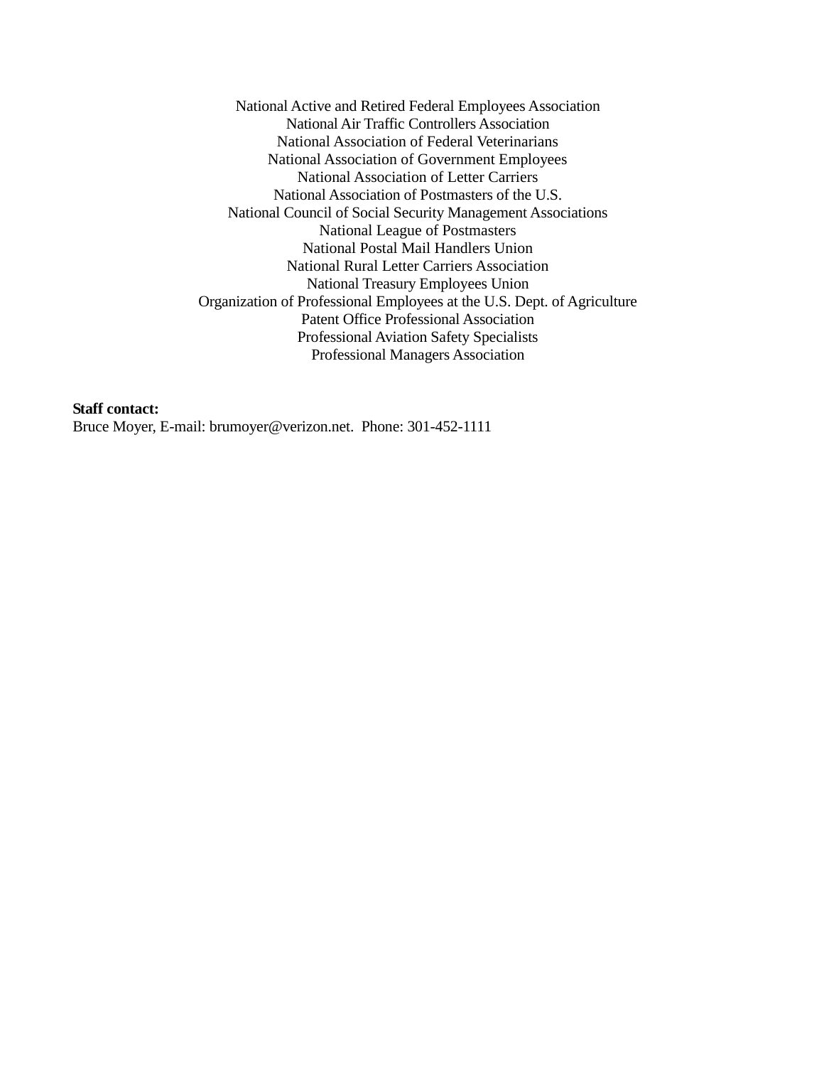National Active and Retired Federal Employees Association
National Air Traffic Controllers Association
National Association of Federal Veterinarians
National Association of Government Employees
National Association of Letter Carriers
National Association of Postmasters of the U.S.
National Council of Social Security Management Associations
National League of Postmasters
National Postal Mail Handlers Union
National Rural Letter Carriers Association
National Treasury Employees Union
Organization of Professional Employees at the U.S. Dept. of Agriculture
Patent Office Professional Association
Professional Aviation Safety Specialists
Professional Managers Association

**Staff contact:**
Bruce Moyer, E-mail: brumoyer@verizon.net. Phone: 301-452-1111